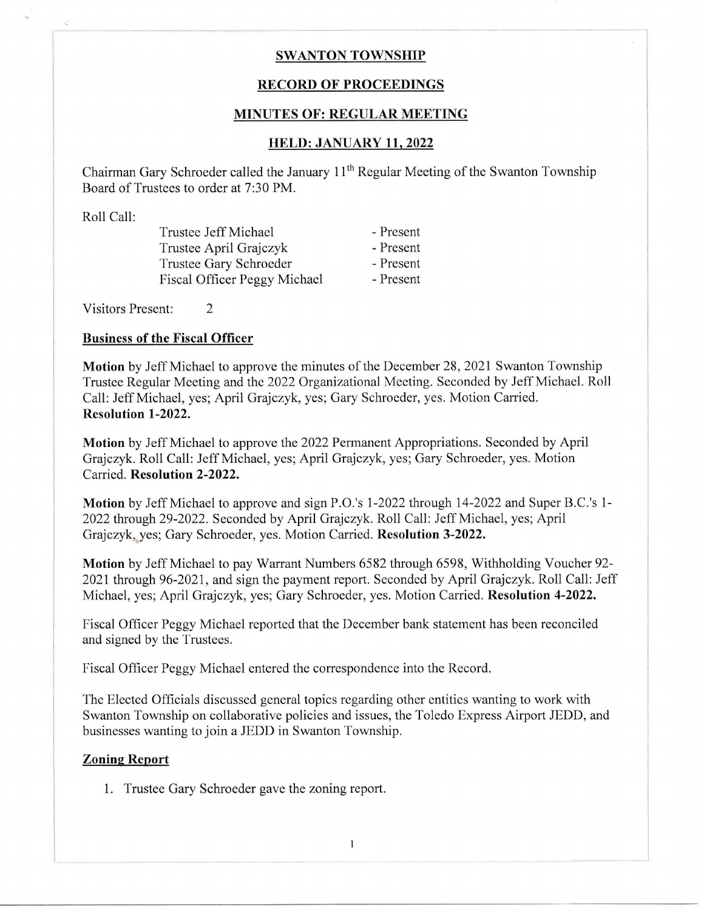**SWANTON TOWNSHIP**

**RECORD OF PROCEEDINGS**

**MINUTES OF: REGULAR MEETING**

**HELD: JANUARY 11, 2022**

Chairman Gary Schroeder called the January 11th Regular Meeting of the Swanton Township Board of Trustees to order at 7:30 PM.

Roll Call:

| | |
|---|---|
| Trustee Jeff Michael | - Present |
| Trustee April Grajczyk | - Present |
| Trustee Gary Schroeder | - Present |
| Fiscal Officer Peggy Michael | - Present |

Visitors Present: 2

## Business of the Fiscal Officer

**Motion** by Jeff Michael to approve the minutes of the December 28, 2021 Swanton Township Trustee Regular Meeting and the 2022 Organizational Meeting. Seconded by Jeff Michael. Roll Call: Jeff Michael, yes; April Grajczyk, yes; Gary Schroeder, yes. Motion Carried. **Resolution 1-2022.**

**Motion** by Jeff Michael to approve the 2022 Permanent Appropriations. Seconded by April Grajczyk. Roll Call: Jeff Michael, yes; April Grajczyk, yes; Gary Schroeder, yes. Motion Carried. **Resolution 2-2022.**

**Motion** by Jeff Michael to approve and sign P.O.'s 1-2022 through 14-2022 and Super B.C.'s 1-2022 through 29-2022. Seconded by April Grajczyk. Roll Call: Jeff Michael, yes; April Grajczyk, yes; Gary Schroeder, yes. Motion Carried. **Resolution 3-2022.**

**Motion** by Jeff Michael to pay Warrant Numbers 6582 through 6598, Withholding Voucher 92-2021 through 96-2021, and sign the payment report. Seconded by April Grajczyk. Roll Call: Jeff Michael, yes; April Grajczyk, yes; Gary Schroeder, yes. Motion Carried. **Resolution 4-2022.**

Fiscal Officer Peggy Michael reported that the December bank statement has been reconciled and signed by the Trustees.

Fiscal Officer Peggy Michael entered the correspondence into the Record.

The Elected Officials discussed general topics regarding other entities wanting to work with Swanton Township on collaborative policies and issues, the Toledo Express Airport JEDD, and businesses wanting to join a JEDD in Swanton Township.

## Zoning Report

1. Trustee Gary Schroeder gave the zoning report.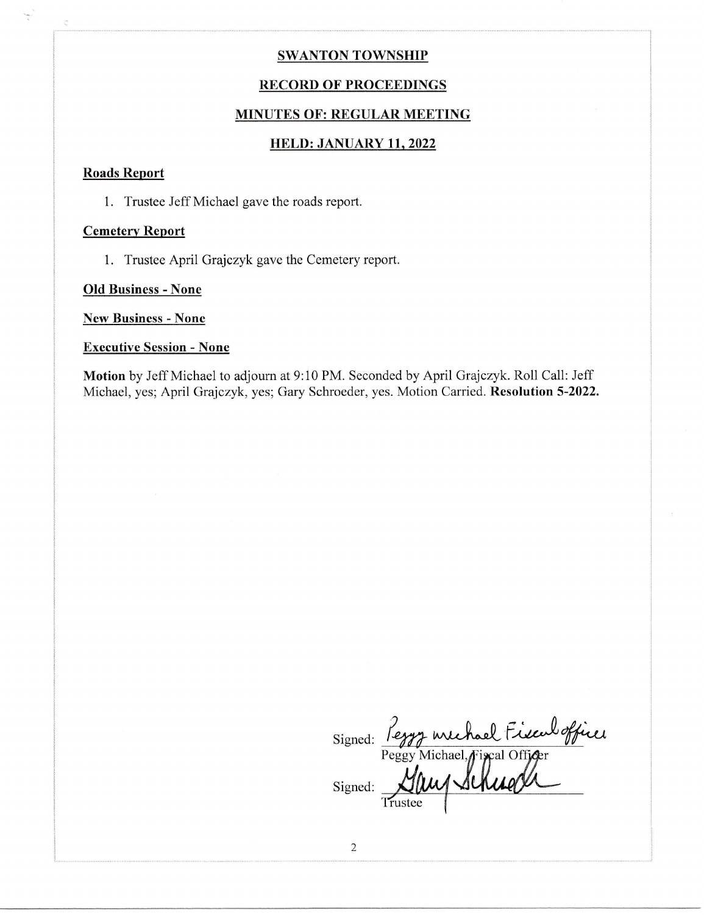**SWANTON TOWNSHIP**

**RECORD OF PROCEEDINGS**

**MINUTES OF: REGULAR MEETING**

**HELD: JANUARY 11, 2022**

**Roads Report**

1. Trustee Jeff Michael gave the roads report.

**Cemetery Report**

1. Trustee April Grajczyk gave the Cemetery report.

**Old Business - None**

**New Business - None**

**Executive Session - None**

**Motion** by Jeff Michael to adjourn at 9:10 PM. Seconded by April Grajczyk. Roll Call: Jeff Michael, yes; April Grajczyk, yes; Gary Schroeder, yes. Motion Carried. **Resolution 5-2022.**

Signed: Peggy Michael Fiscal officer
Peggy Michael, Fiscal Officer

Signed: Gary Schroeder
Trustee